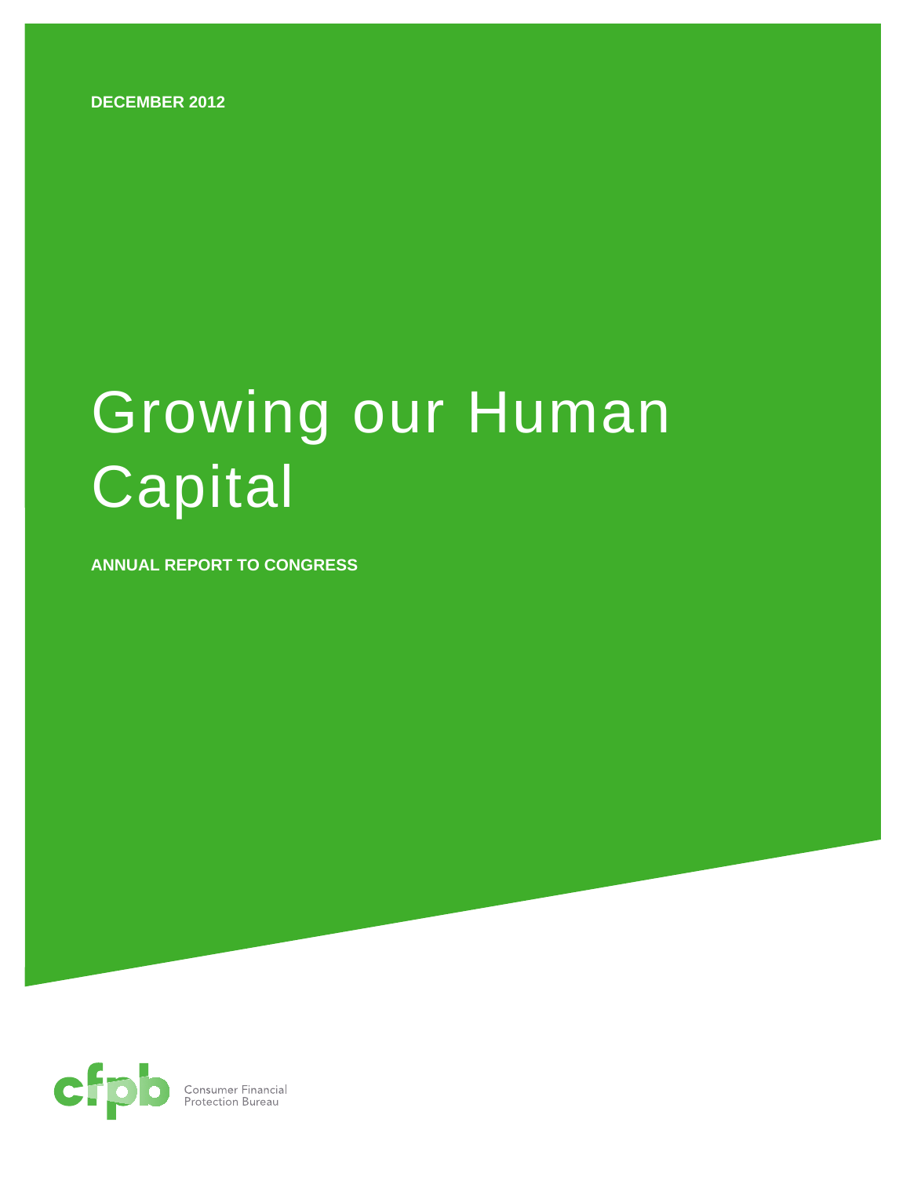DECEMBER 2012

# Growing our Human Capital

**ANNUAL REPORT TO CONGRESS**

Consumer Financial Protection Bureau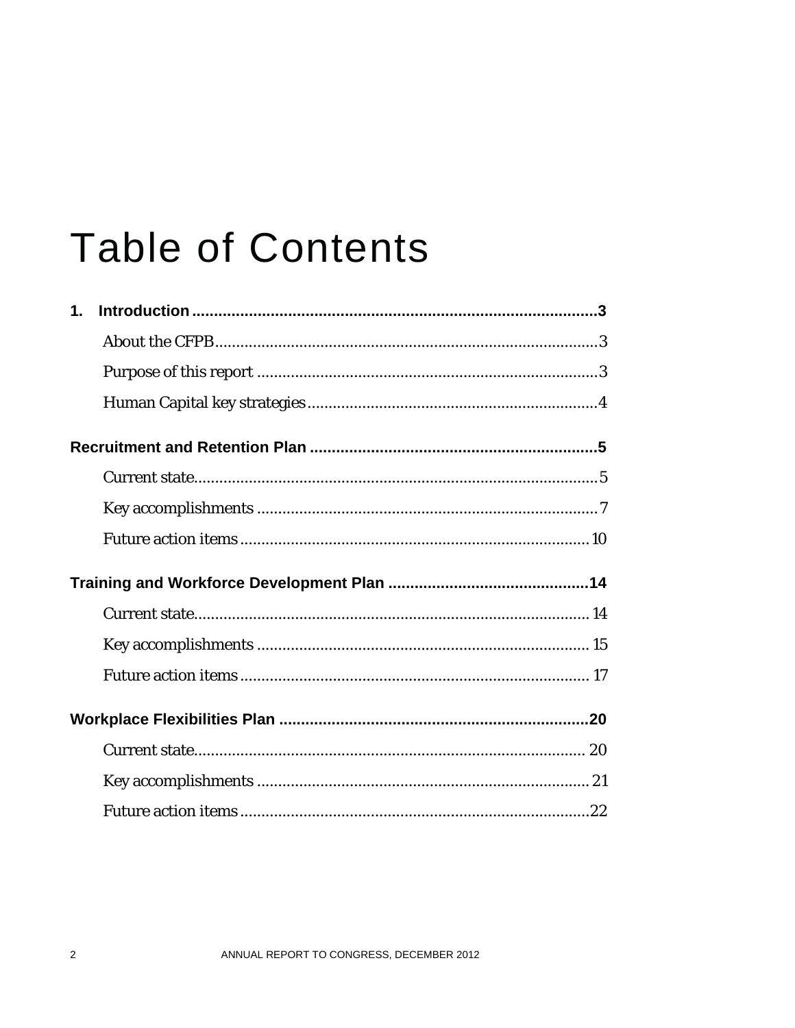# Table of Contents

**1. Introduction** ........................................................................................**3**

About the CFPB.........................................................................................3

Purpose of this report ...............................................................................3

Human Capital key strategies ...................................................................4

**Recruitment and Retention Plan** ...................................................................**5**

Current state..............................................................................................5

Key accomplishments ...............................................................................7

Future action items .................................................................................10

**Training and Workforce Development Plan** ..............................................**14**

Current state............................................................................................14

Key accomplishments .............................................................................15

Future action items .................................................................................17

**Workplace Flexibilities Plan** .......................................................................**20**

Current state............................................................................................20

Key accomplishments .............................................................................21

Future action items .................................................................................22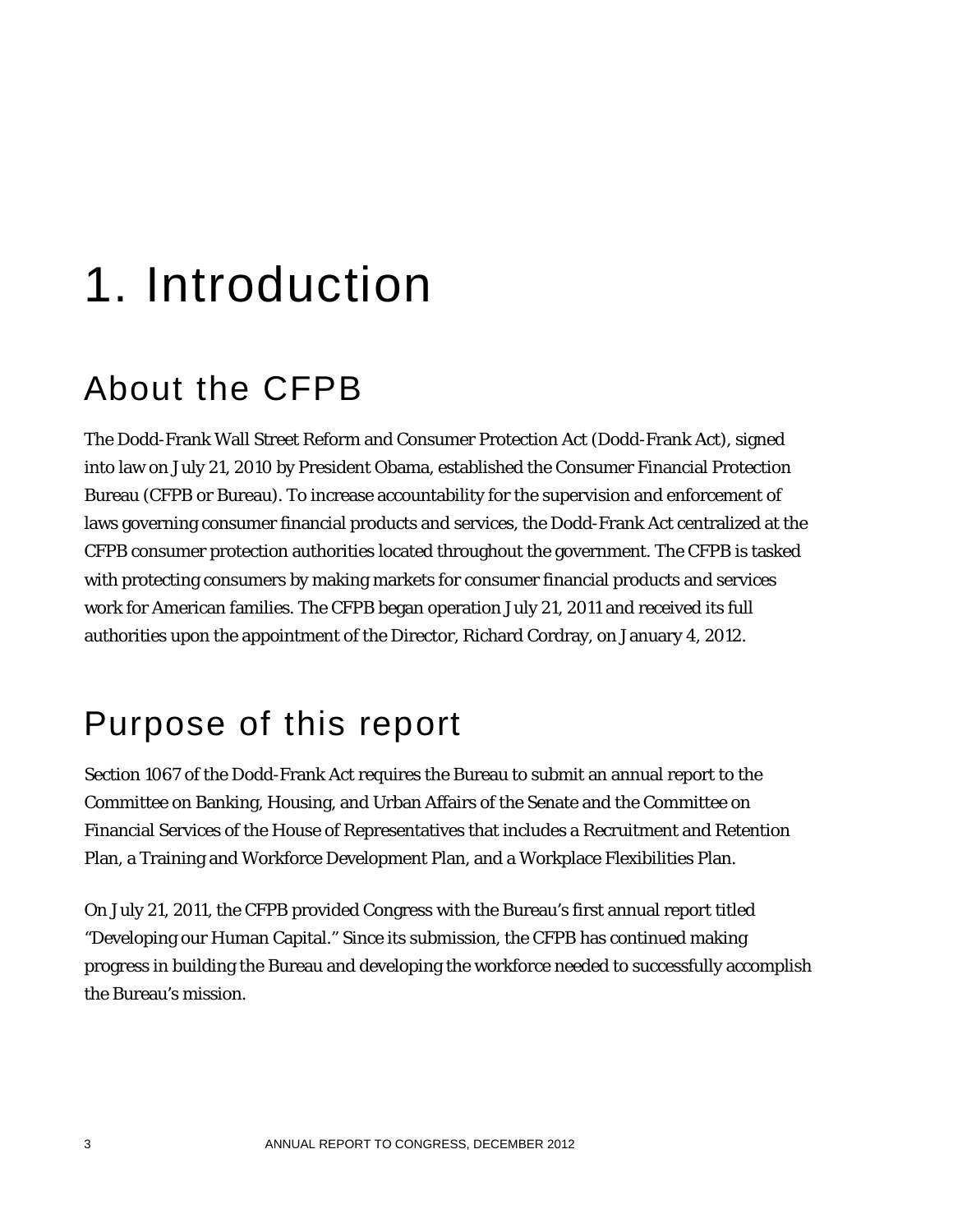# 1. Introduction

## About the CFPB

The Dodd-Frank Wall Street Reform and Consumer Protection Act (Dodd-Frank Act), signed into law on July 21, 2010 by President Obama, established the Consumer Financial Protection Bureau (CFPB or Bureau). To increase accountability for the supervision and enforcement of laws governing consumer financial products and services, the Dodd-Frank Act centralized at the CFPB consumer protection authorities located throughout the government. The CFPB is tasked with protecting consumers by making markets for consumer financial products and services work for American families. The CFPB began operation July 21, 2011 and received its full authorities upon the appointment of the Director, Richard Cordray, on January 4, 2012.

## Purpose of this report

Section 1067 of the Dodd-Frank Act requires the Bureau to submit an annual report to the Committee on Banking, Housing, and Urban Affairs of the Senate and the Committee on Financial Services of the House of Representatives that includes a Recruitment and Retention Plan, a Training and Workforce Development Plan, and a Workplace Flexibilities Plan.

On July 21, 2011, the CFPB provided Congress with the Bureau's first annual report titled "Developing our Human Capital." Since its submission, the CFPB has continued making progress in building the Bureau and developing the workforce needed to successfully accomplish the Bureau's mission.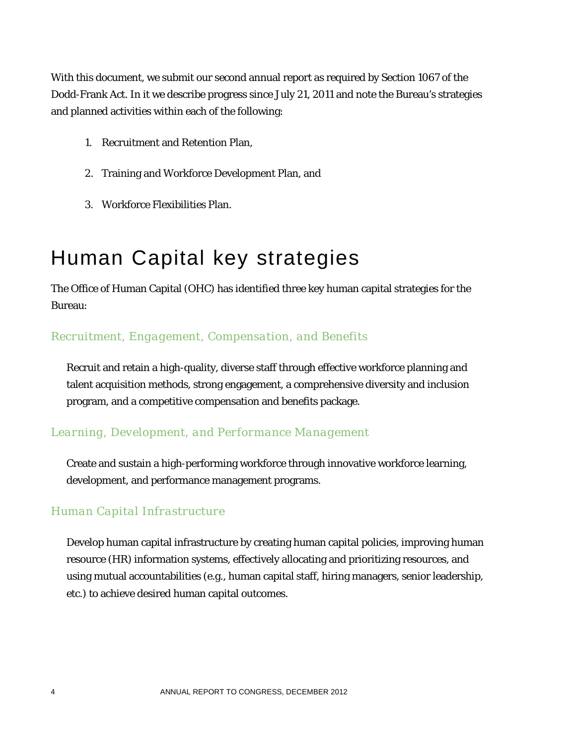With this document, we submit our second annual report as required by Section 1067 of the Dodd-Frank Act. In it we describe progress since July 21, 2011 and note the Bureau's strategies and planned activities within each of the following:

1. Recruitment and Retention Plan,

2. Training and Workforce Development Plan, and

3. Workforce Flexibilities Plan.

# Human Capital key strategies

The Office of Human Capital (OHC) has identified three key human capital strategies for the Bureau:

## Recruitment, Engagement, Compensation, and Benefits

Recruit and retain a high-quality, diverse staff through effective workforce planning and talent acquisition methods, strong engagement, a comprehensive diversity and inclusion program, and a competitive compensation and benefits package.

## Learning, Development, and Performance Management

Create and sustain a high-performing workforce through innovative workforce learning, development, and performance management programs.

## Human Capital Infrastructure

Develop human capital infrastructure by creating human capital policies, improving human resource (HR) information systems, effectively allocating and prioritizing resources, and using mutual accountabilities (e.g., human capital staff, hiring managers, senior leadership, etc.) to achieve desired human capital outcomes.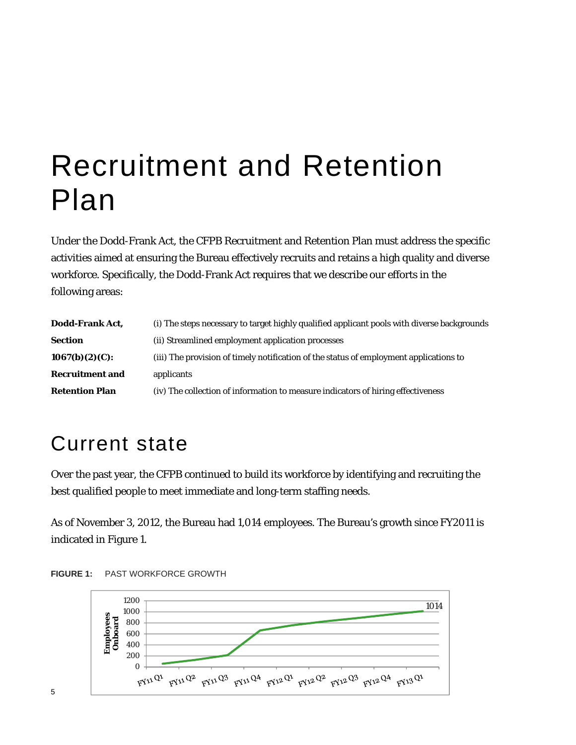# Recruitment and Retention Plan

Under the Dodd-Frank Act, the CFPB Recruitment and Retention Plan must address the specific activities aimed at ensuring the Bureau effectively recruits and retains a high quality and diverse workforce. Specifically, the Dodd-Frank Act requires that we describe our efforts in the following areas:

| **Dodd-Frank Act, Section 1067(b)(2)(C): Recruitment and Retention Plan** | (i) The steps necessary to target highly qualified applicant pools with diverse backgrounds<br>(ii) Streamlined employment application processes<br>(iii) The provision of timely notification of the status of employment applications to applicants<br>(iv) The collection of information to measure indicators of hiring effectiveness |
|---|---|

## Current state

Over the past year, the CFPB continued to build its workforce by identifying and recruiting the best qualified people to meet immediate and long-term staffing needs.

As of November 3, 2012, the Bureau had 1,014 employees. The Bureau's growth since FY2011 is indicated in Figure 1.

**FIGURE 1:** PAST WORKFORCE GROWTH

Employees Onboard (0–1200) by quarter, FY11 Q1 through FY13 Q1; final value labeled 1014.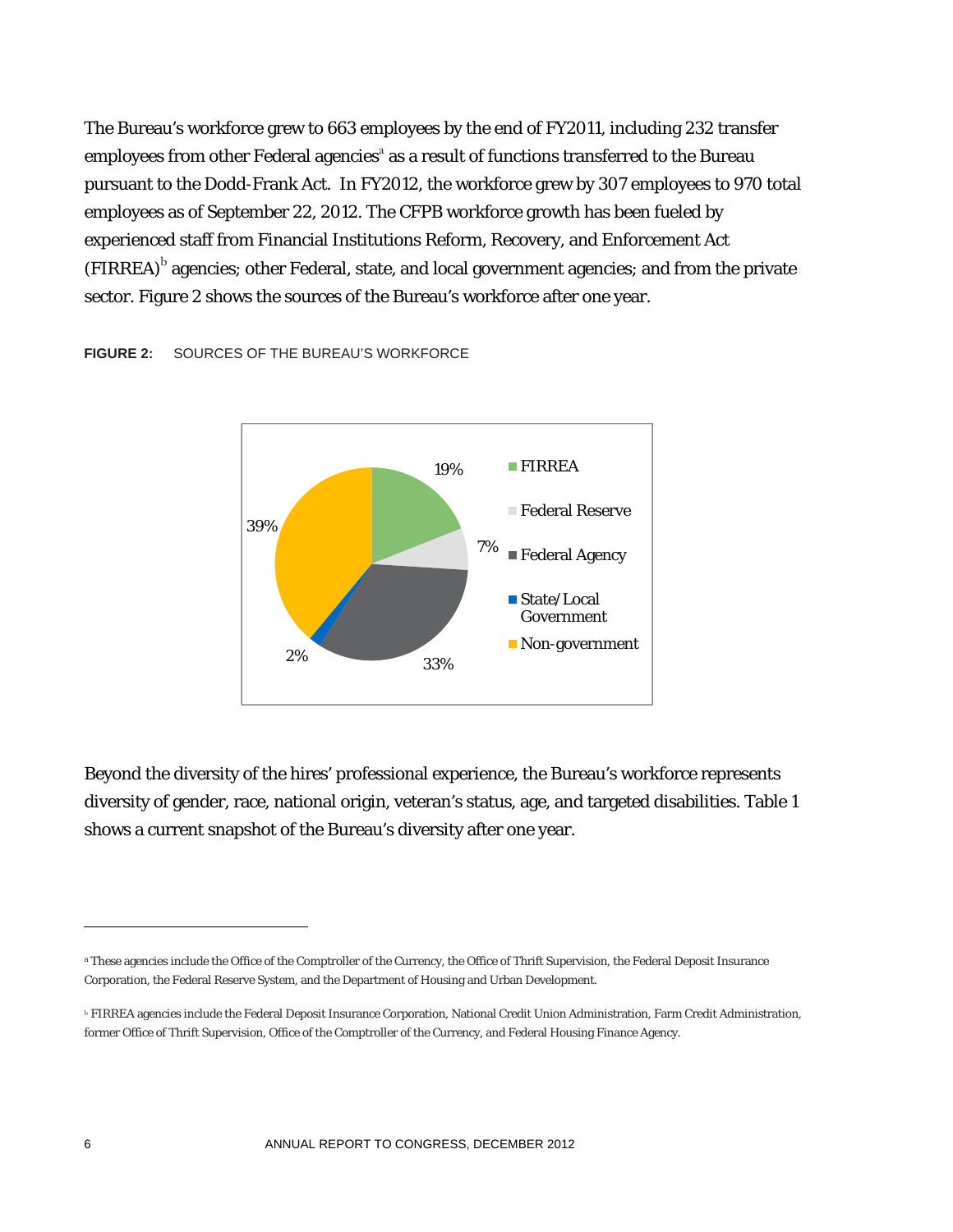The Bureau's workforce grew to 663 employees by the end of FY2011, including 232 transfer employees from other Federal agencies[a] as a result of functions transferred to the Bureau pursuant to the Dodd-Frank Act. In FY2012, the workforce grew by 307 employees to 970 total employees as of September 22, 2012. The CFPB workforce growth has been fueled by experienced staff from Financial Institutions Reform, Recovery, and Enforcement Act (FIRREA)[b] agencies; other Federal, state, and local government agencies; and from the private sector. Figure 2 shows the sources of the Bureau's workforce after one year.

**FIGURE 2:** SOURCES OF THE BUREAU'S WORKFORCE

| Source | Percentage |
|---|---|
| FIRREA | 19% |
| Federal Reserve | 7% |
| Federal Agency | 33% |
| State/Local Government | 2% |
| Non-government | 39% |

Beyond the diversity of the hires' professional experience, the Bureau's workforce represents diversity of gender, race, national origin, veteran's status, age, and targeted disabilities. Table 1 shows a current snapshot of the Bureau's diversity after one year.

---

[a] These agencies include the Office of the Comptroller of the Currency, the Office of Thrift Supervision, the Federal Deposit Insurance Corporation, the Federal Reserve System, and the Department of Housing and Urban Development.

[b] FIRREA agencies include the Federal Deposit Insurance Corporation, National Credit Union Administration, Farm Credit Administration, former Office of Thrift Supervision, Office of the Comptroller of the Currency, and Federal Housing Finance Agency.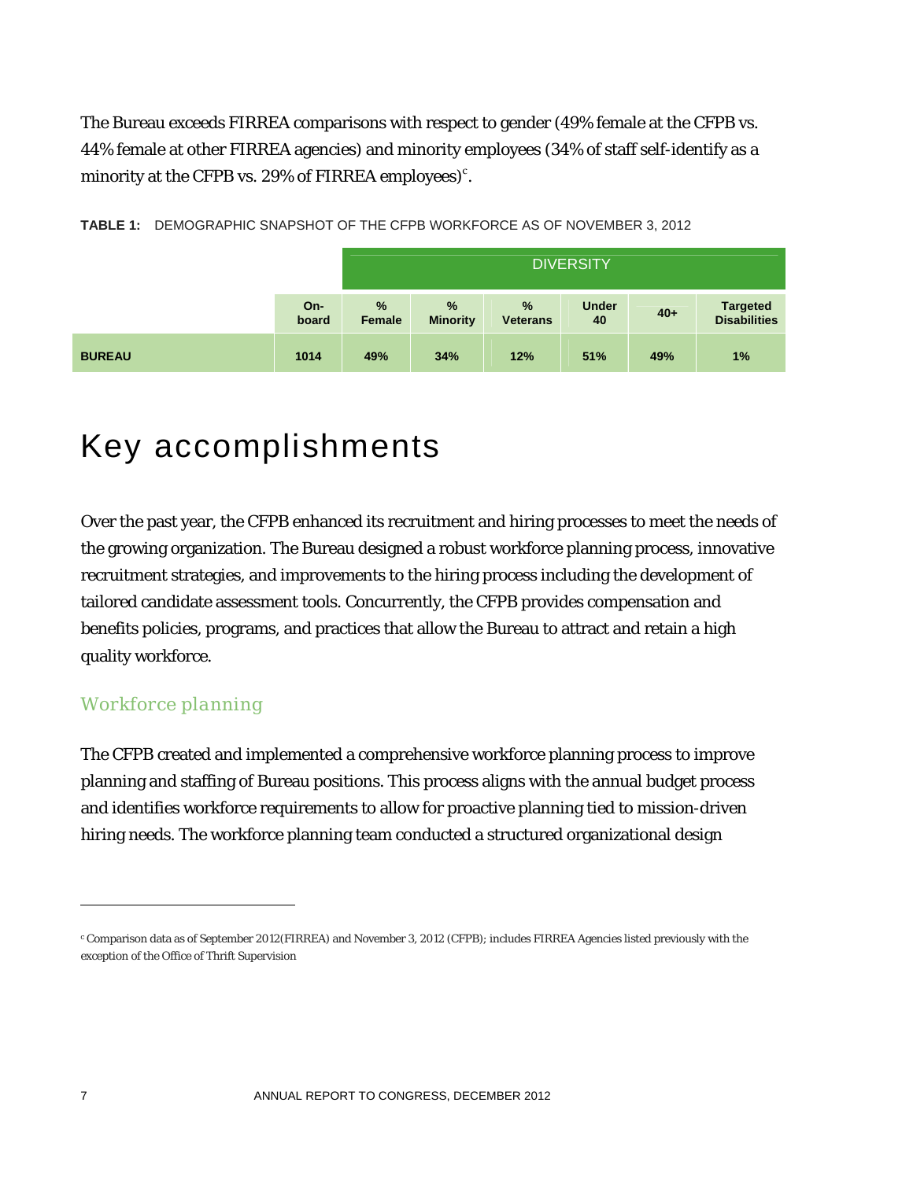The Bureau exceeds FIRREA comparisons with respect to gender (49% female at the CFPB vs. 44% female at other FIRREA agencies) and minority employees (34% of staff self-identify as a minority at the CFPB vs. 29% of FIRREA employees)[c].

**TABLE 1:** DEMOGRAPHIC SNAPSHOT OF THE CFPB WORKFORCE AS OF NOVEMBER 3, 2012

| | | DIVERSITY | | | | | |
|---|---|---|---|---|---|---|---|
| | **On-board** | **% Female** | **% Minority** | **% Veterans** | **Under 40** | **40+** | **Targeted Disabilities** |
| **BUREAU** | **1014** | **49%** | **34%** | **12%** | **51%** | **49%** | **1%** |

# Key accomplishments

Over the past year, the CFPB enhanced its recruitment and hiring processes to meet the needs of the growing organization. The Bureau designed a robust workforce planning process, innovative recruitment strategies, and improvements to the hiring process including the development of tailored candidate assessment tools. Concurrently, the CFPB provides compensation and benefits policies, programs, and practices that allow the Bureau to attract and retain a high quality workforce.

## Workforce planning

The CFPB created and implemented a comprehensive workforce planning process to improve planning and staffing of Bureau positions. This process aligns with the annual budget process and identifies workforce requirements to allow for proactive planning tied to mission-driven hiring needs. The workforce planning team conducted a structured organizational design

---

[c] Comparison data as of September 2012(FIRREA) and November 3, 2012 (CFPB); includes FIRREA Agencies listed previously with the exception of the Office of Thrift Supervision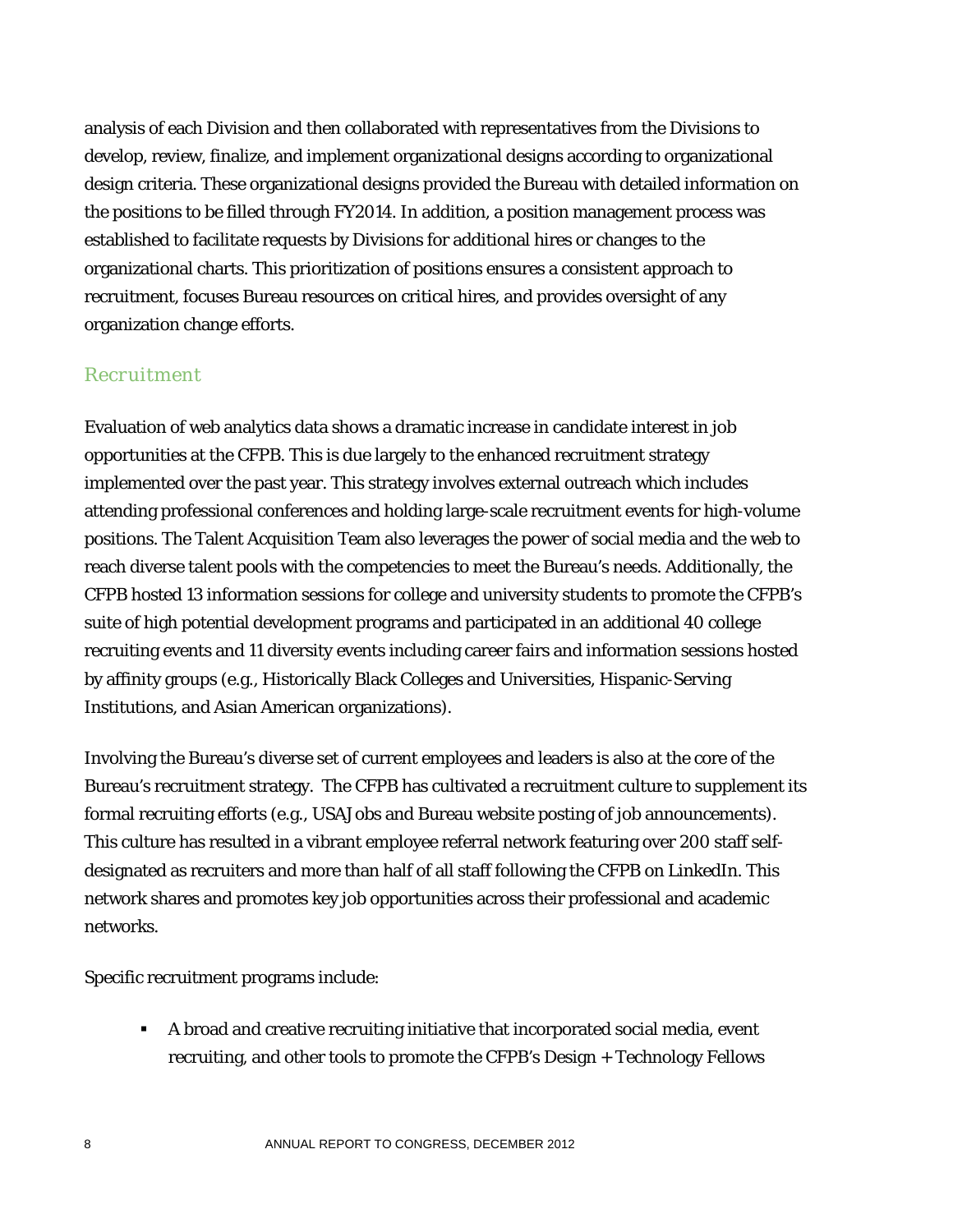analysis of each Division and then collaborated with representatives from the Divisions to develop, review, finalize, and implement organizational designs according to organizational design criteria. These organizational designs provided the Bureau with detailed information on the positions to be filled through FY2014. In addition, a position management process was established to facilitate requests by Divisions for additional hires or changes to the organizational charts. This prioritization of positions ensures a consistent approach to recruitment, focuses Bureau resources on critical hires, and provides oversight of any organization change efforts.

### Recruitment

Evaluation of web analytics data shows a dramatic increase in candidate interest in job opportunities at the CFPB. This is due largely to the enhanced recruitment strategy implemented over the past year. This strategy involves external outreach which includes attending professional conferences and holding large-scale recruitment events for high-volume positions. The Talent Acquisition Team also leverages the power of social media and the web to reach diverse talent pools with the competencies to meet the Bureau's needs. Additionally, the CFPB hosted 13 information sessions for college and university students to promote the CFPB's suite of high potential development programs and participated in an additional 40 college recruiting events and 11 diversity events including career fairs and information sessions hosted by affinity groups (e.g., Historically Black Colleges and Universities, Hispanic-Serving Institutions, and Asian American organizations).

Involving the Bureau's diverse set of current employees and leaders is also at the core of the Bureau's recruitment strategy. The CFPB has cultivated a recruitment culture to supplement its formal recruiting efforts (e.g., USAJobs and Bureau website posting of job announcements). This culture has resulted in a vibrant employee referral network featuring over 200 staff self-designated as recruiters and more than half of all staff following the CFPB on LinkedIn. This network shares and promotes key job opportunities across their professional and academic networks.

Specific recruitment programs include:

- A broad and creative recruiting initiative that incorporated social media, event recruiting, and other tools to promote the CFPB's Design + Technology Fellows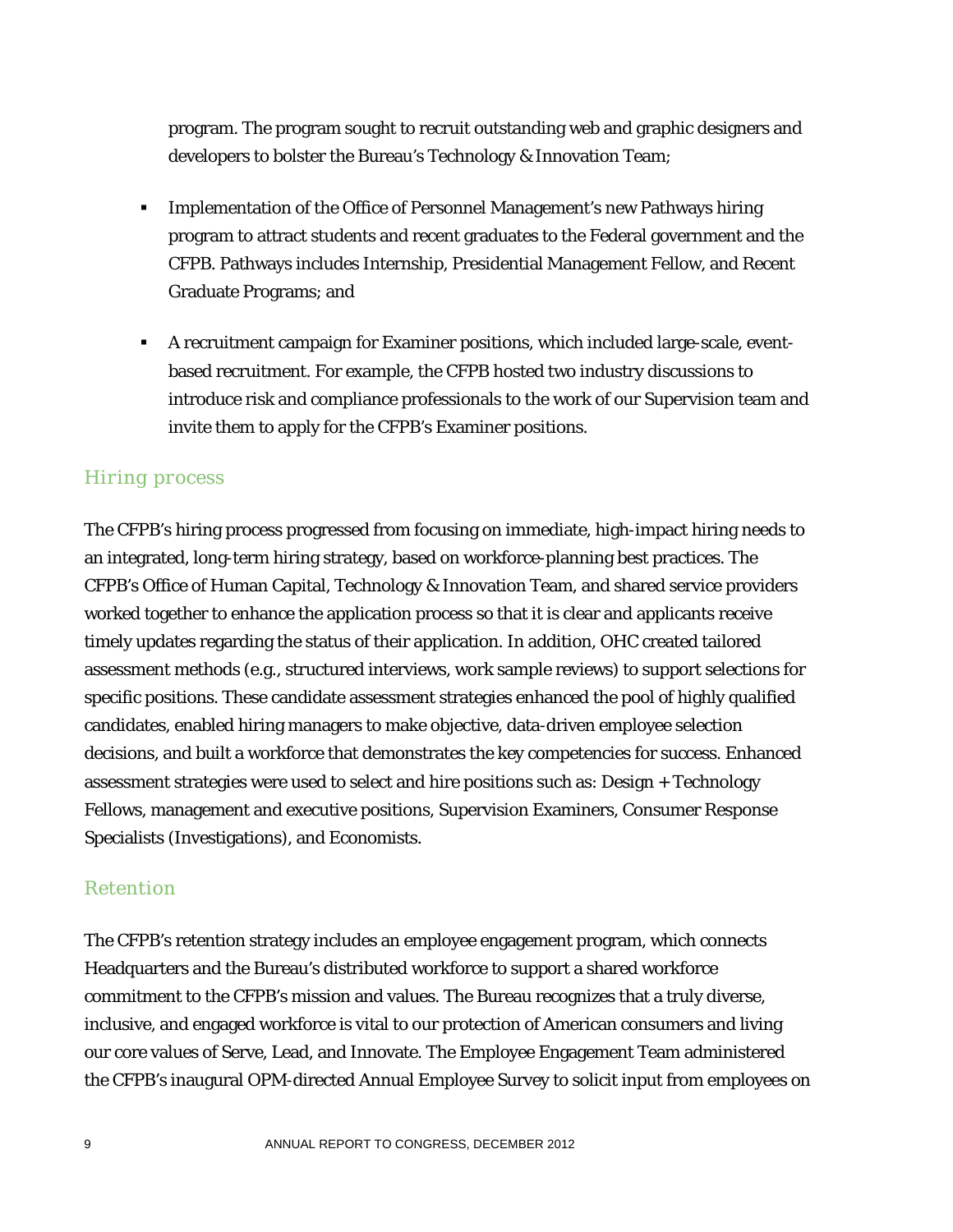program. The program sought to recruit outstanding web and graphic designers and developers to bolster the Bureau's Technology & Innovation Team;

- Implementation of the Office of Personnel Management's new Pathways hiring program to attract students and recent graduates to the Federal government and the CFPB. Pathways includes Internship, Presidential Management Fellow, and Recent Graduate Programs; and
- A recruitment campaign for Examiner positions, which included large-scale, event-based recruitment. For example, the CFPB hosted two industry discussions to introduce risk and compliance professionals to the work of our Supervision team and invite them to apply for the CFPB's Examiner positions.

## Hiring process

The CFPB's hiring process progressed from focusing on immediate, high-impact hiring needs to an integrated, long-term hiring strategy, based on workforce-planning best practices. The CFPB's Office of Human Capital, Technology & Innovation Team, and shared service providers worked together to enhance the application process so that it is clear and applicants receive timely updates regarding the status of their application. In addition, OHC created tailored assessment methods (e.g., structured interviews, work sample reviews) to support selections for specific positions. These candidate assessment strategies enhanced the pool of highly qualified candidates, enabled hiring managers to make objective, data-driven employee selection decisions, and built a workforce that demonstrates the key competencies for success. Enhanced assessment strategies were used to select and hire positions such as: Design + Technology Fellows, management and executive positions, Supervision Examiners, Consumer Response Specialists (Investigations), and Economists.

## Retention

The CFPB's retention strategy includes an employee engagement program, which connects Headquarters and the Bureau's distributed workforce to support a shared workforce commitment to the CFPB's mission and values. The Bureau recognizes that a truly diverse, inclusive, and engaged workforce is vital to our protection of American consumers and living our core values of Serve, Lead, and Innovate. The Employee Engagement Team administered the CFPB's inaugural OPM-directed Annual Employee Survey to solicit input from employees on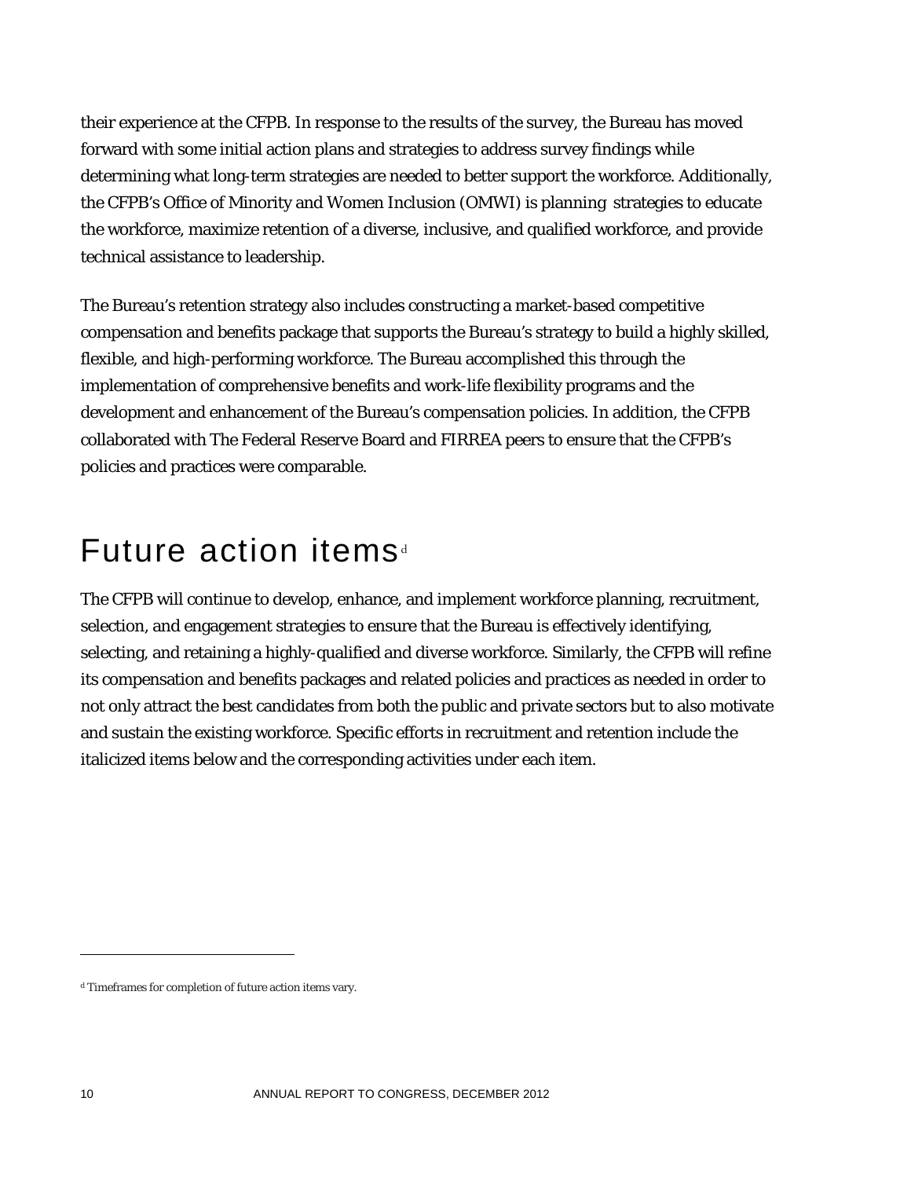their experience at the CFPB. In response to the results of the survey, the Bureau has moved forward with some initial action plans and strategies to address survey findings while determining what long-term strategies are needed to better support the workforce. Additionally, the CFPB's Office of Minority and Women Inclusion (OMWI) is planning strategies to educate the workforce, maximize retention of a diverse, inclusive, and qualified workforce, and provide technical assistance to leadership.

The Bureau's retention strategy also includes constructing a market-based competitive compensation and benefits package that supports the Bureau's strategy to build a highly skilled, flexible, and high-performing workforce. The Bureau accomplished this through the implementation of comprehensive benefits and work-life flexibility programs and the development and enhancement of the Bureau's compensation policies. In addition, the CFPB collaborated with The Federal Reserve Board and FIRREA peers to ensure that the CFPB's policies and practices were comparable.

# Future action items[d]

The CFPB will continue to develop, enhance, and implement workforce planning, recruitment, selection, and engagement strategies to ensure that the Bureau is effectively identifying, selecting, and retaining a highly-qualified and diverse workforce. Similarly, the CFPB will refine its compensation and benefits packages and related policies and practices as needed in order to not only attract the best candidates from both the public and private sectors but to also motivate and sustain the existing workforce. Specific efforts in recruitment and retention include the italicized items below and the corresponding activities under each item.

[d] Timeframes for completion of future action items vary.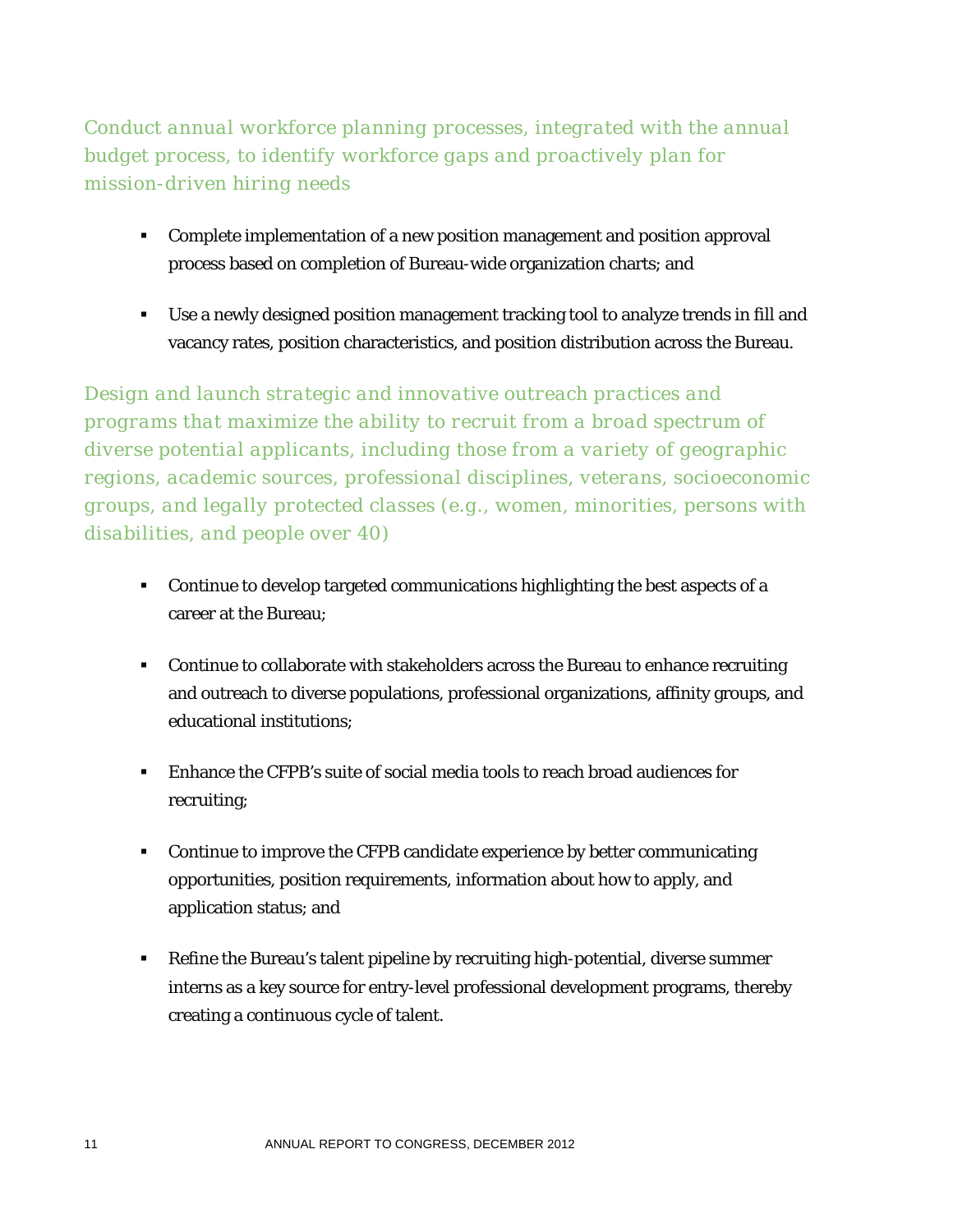### Conduct annual workforce planning processes, integrated with the annual budget process, to identify workforce gaps and proactively plan for mission-driven hiring needs

- Complete implementation of a new position management and position approval process based on completion of Bureau-wide organization charts; and
- Use a newly designed position management tracking tool to analyze trends in fill and vacancy rates, position characteristics, and position distribution across the Bureau.

### Design and launch strategic and innovative outreach practices and programs that maximize the ability to recruit from a broad spectrum of diverse potential applicants, including those from a variety of geographic regions, academic sources, professional disciplines, veterans, socioeconomic groups, and legally protected classes (e.g., women, minorities, persons with disabilities, and people over 40)

- Continue to develop targeted communications highlighting the best aspects of a career at the Bureau;
- Continue to collaborate with stakeholders across the Bureau to enhance recruiting and outreach to diverse populations, professional organizations, affinity groups, and educational institutions;
- Enhance the CFPB's suite of social media tools to reach broad audiences for recruiting;
- Continue to improve the CFPB candidate experience by better communicating opportunities, position requirements, information about how to apply, and application status; and
- Refine the Bureau's talent pipeline by recruiting high-potential, diverse summer interns as a key source for entry-level professional development programs, thereby creating a continuous cycle of talent.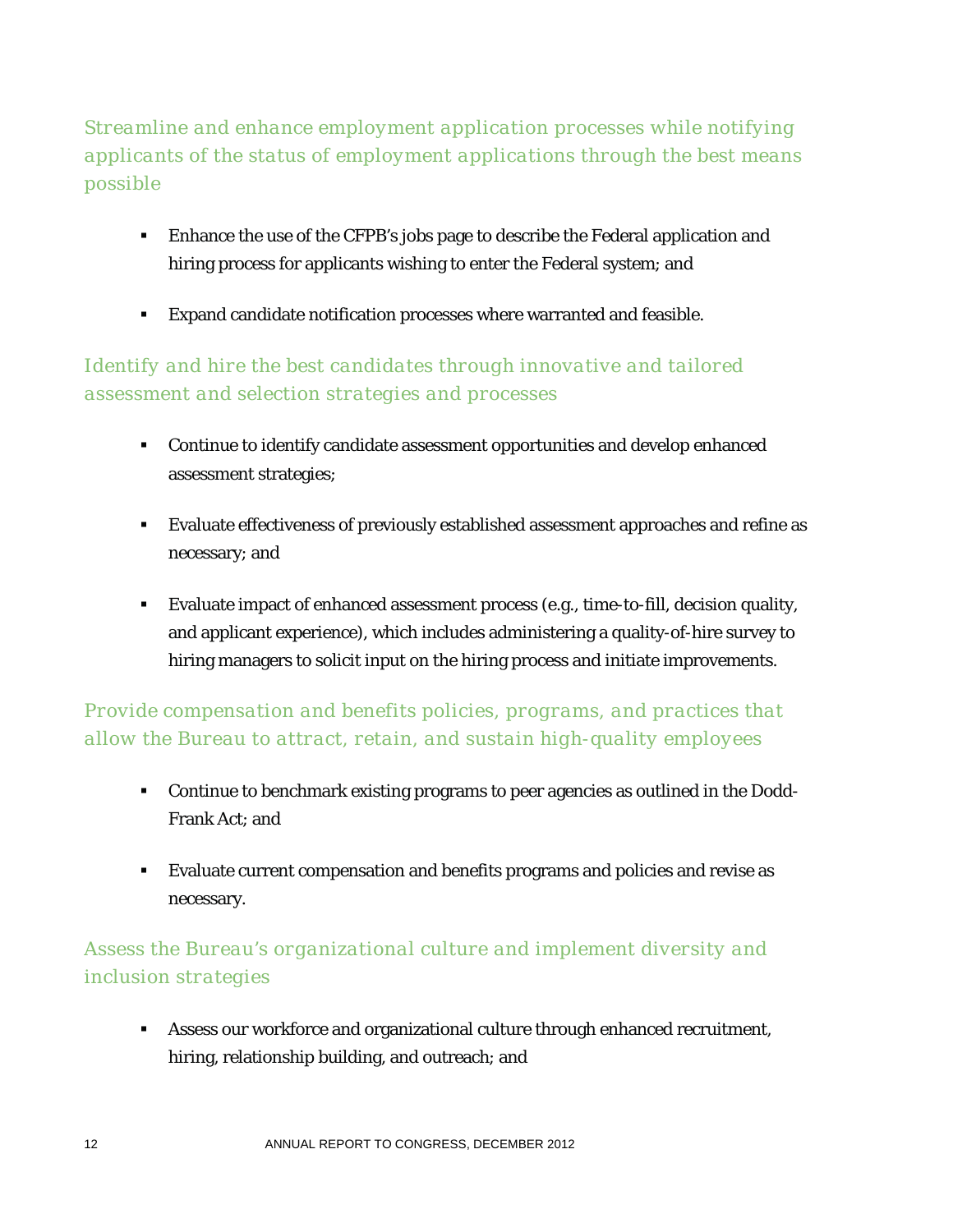### *Streamline and enhance employment application processes while notifying applicants of the status of employment applications through the best means possible*

- Enhance the use of the CFPB's jobs page to describe the Federal application and hiring process for applicants wishing to enter the Federal system; and
- Expand candidate notification processes where warranted and feasible.

### *Identify and hire the best candidates through innovative and tailored assessment and selection strategies and processes*

- Continue to identify candidate assessment opportunities and develop enhanced assessment strategies;
- Evaluate effectiveness of previously established assessment approaches and refine as necessary; and
- Evaluate impact of enhanced assessment process (e.g., time-to-fill, decision quality, and applicant experience), which includes administering a quality-of-hire survey to hiring managers to solicit input on the hiring process and initiate improvements.

### *Provide compensation and benefits policies, programs, and practices that allow the Bureau to attract, retain, and sustain high-quality employees*

- Continue to benchmark existing programs to peer agencies as outlined in the Dodd-Frank Act; and
- Evaluate current compensation and benefits programs and policies and revise as necessary.

### *Assess the Bureau's organizational culture and implement diversity and inclusion strategies*

- Assess our workforce and organizational culture through enhanced recruitment, hiring, relationship building, and outreach; and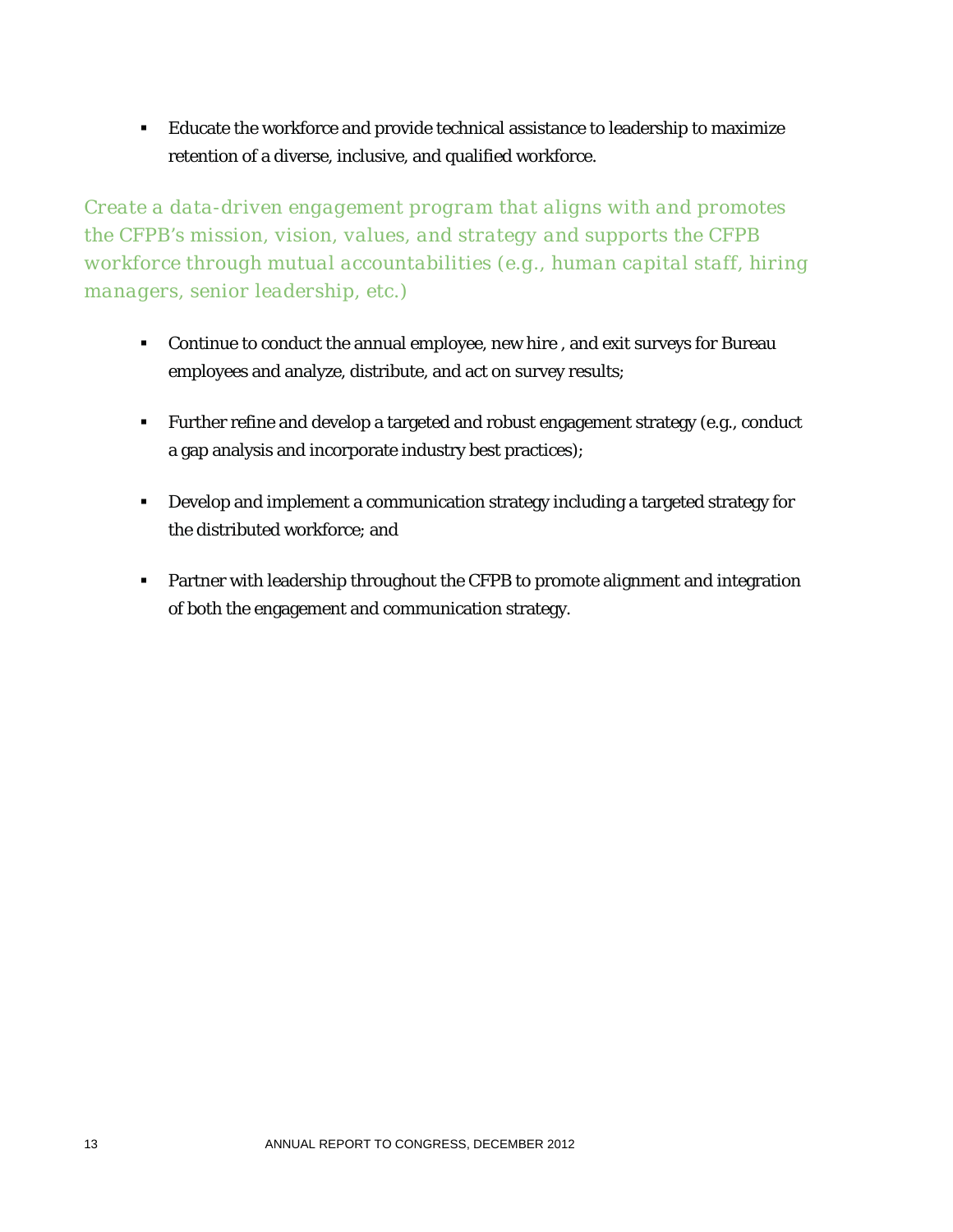- Educate the workforce and provide technical assistance to leadership to maximize retention of a diverse, inclusive, and qualified workforce.

### *Create a data-driven engagement program that aligns with and promotes the CFPB's mission, vision, values, and strategy and supports the CFPB workforce through mutual accountabilities (e.g., human capital staff, hiring managers, senior leadership, etc.)*

- Continue to conduct the annual employee, new hire , and exit surveys for Bureau employees and analyze, distribute, and act on survey results;

- Further refine and develop a targeted and robust engagement strategy (e.g., conduct a gap analysis and incorporate industry best practices);

- Develop and implement a communication strategy including a targeted strategy for the distributed workforce; and

- Partner with leadership throughout the CFPB to promote alignment and integration of both the engagement and communication strategy.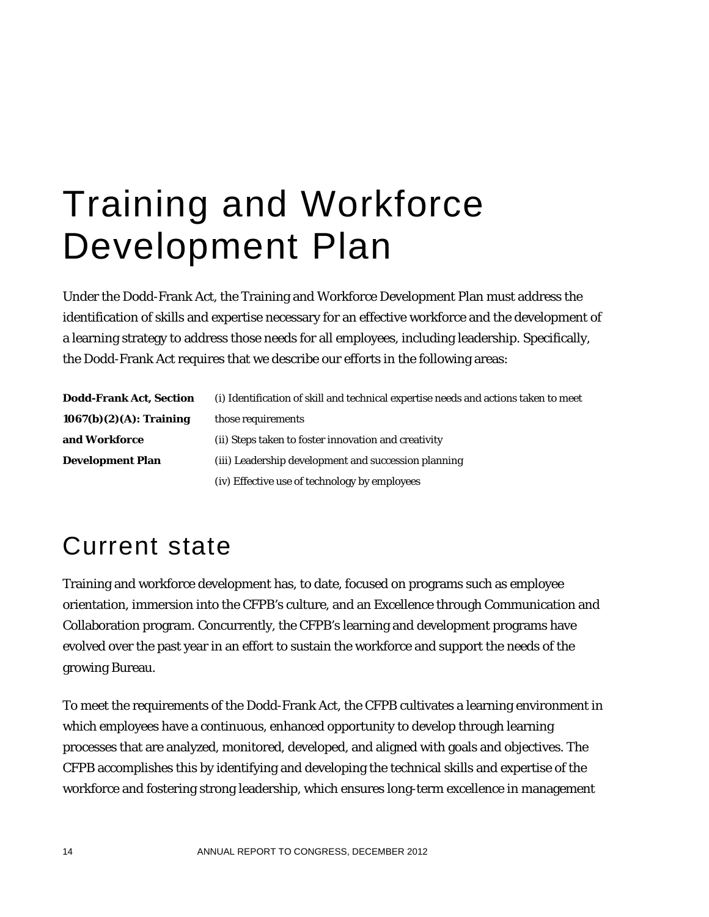# Training and Workforce Development Plan

Under the Dodd-Frank Act, the Training and Workforce Development Plan must address the identification of skills and expertise necessary for an effective workforce and the development of a learning strategy to address those needs for all employees, including leadership. Specifically, the Dodd-Frank Act requires that we describe our efforts in the following areas:

| **Dodd-Frank Act, Section 1067(b)(2)(A): Training and Workforce Development Plan** | (i) Identification of skill and technical expertise needs and actions taken to meet those requirements<br>(ii) Steps taken to foster innovation and creativity<br>(iii) Leadership development and succession planning<br>(iv) Effective use of technology by employees |
|---|---|

## Current state

Training and workforce development has, to date, focused on programs such as employee orientation, immersion into the CFPB's culture, and an Excellence through Communication and Collaboration program. Concurrently, the CFPB's learning and development programs have evolved over the past year in an effort to sustain the workforce and support the needs of the growing Bureau.

To meet the requirements of the Dodd-Frank Act, the CFPB cultivates a learning environment in which employees have a continuous, enhanced opportunity to develop through learning processes that are analyzed, monitored, developed, and aligned with goals and objectives. The CFPB accomplishes this by identifying and developing the technical skills and expertise of the workforce and fostering strong leadership, which ensures long-term excellence in management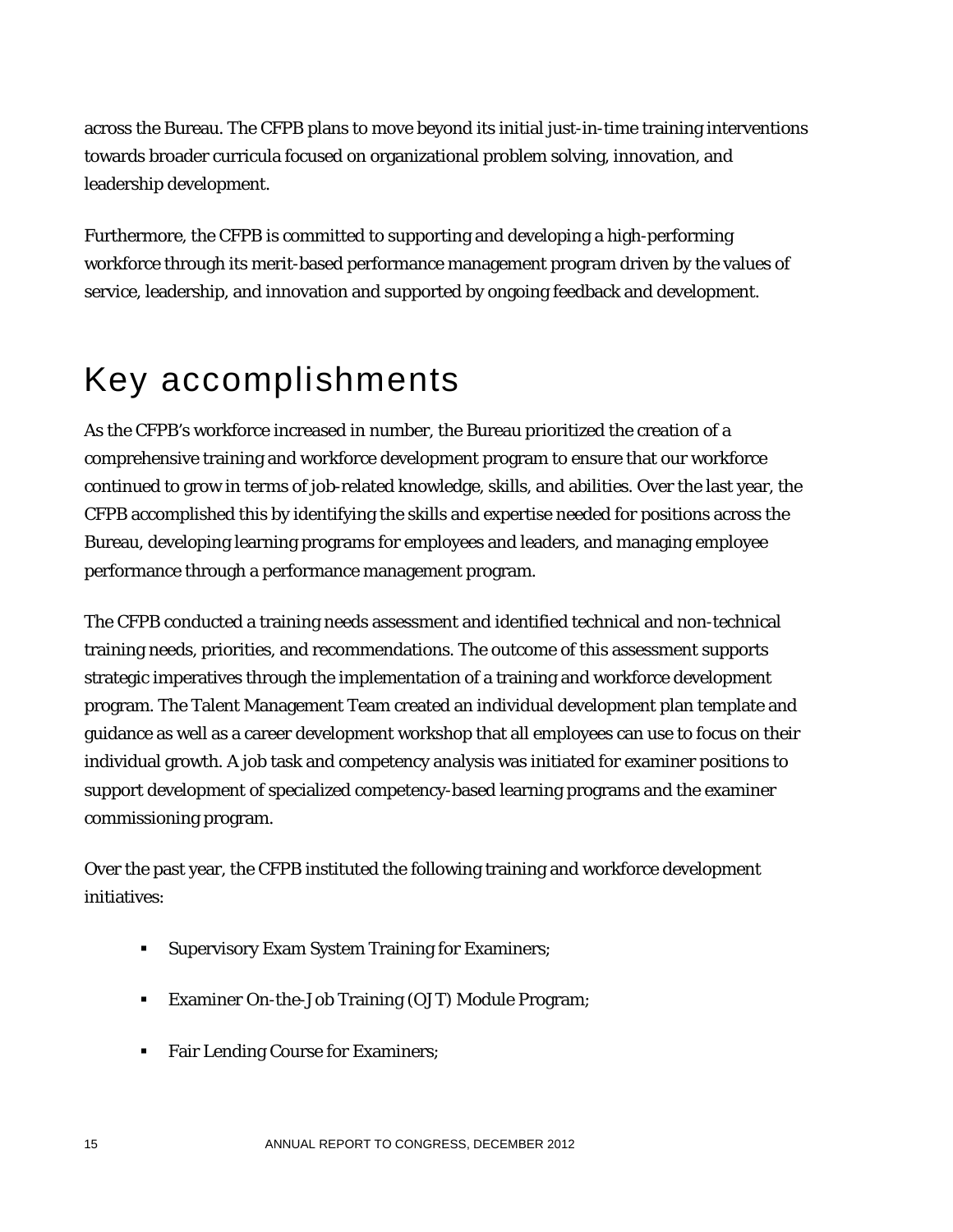across the Bureau. The CFPB plans to move beyond its initial just-in-time training interventions towards broader curricula focused on organizational problem solving, innovation, and leadership development.

Furthermore, the CFPB is committed to supporting and developing a high-performing workforce through its merit-based performance management program driven by the values of service, leadership, and innovation and supported by ongoing feedback and development.

# Key accomplishments

As the CFPB's workforce increased in number, the Bureau prioritized the creation of a comprehensive training and workforce development program to ensure that our workforce continued to grow in terms of job-related knowledge, skills, and abilities. Over the last year, the CFPB accomplished this by identifying the skills and expertise needed for positions across the Bureau, developing learning programs for employees and leaders, and managing employee performance through a performance management program.

The CFPB conducted a training needs assessment and identified technical and non-technical training needs, priorities, and recommendations. The outcome of this assessment supports strategic imperatives through the implementation of a training and workforce development program. The Talent Management Team created an individual development plan template and guidance as well as a career development workshop that all employees can use to focus on their individual growth. A job task and competency analysis was initiated for examiner positions to support development of specialized competency-based learning programs and the examiner commissioning program.

Over the past year, the CFPB instituted the following training and workforce development initiatives:

- Supervisory Exam System Training for Examiners;
- Examiner On-the-Job Training (OJT) Module Program;
- Fair Lending Course for Examiners;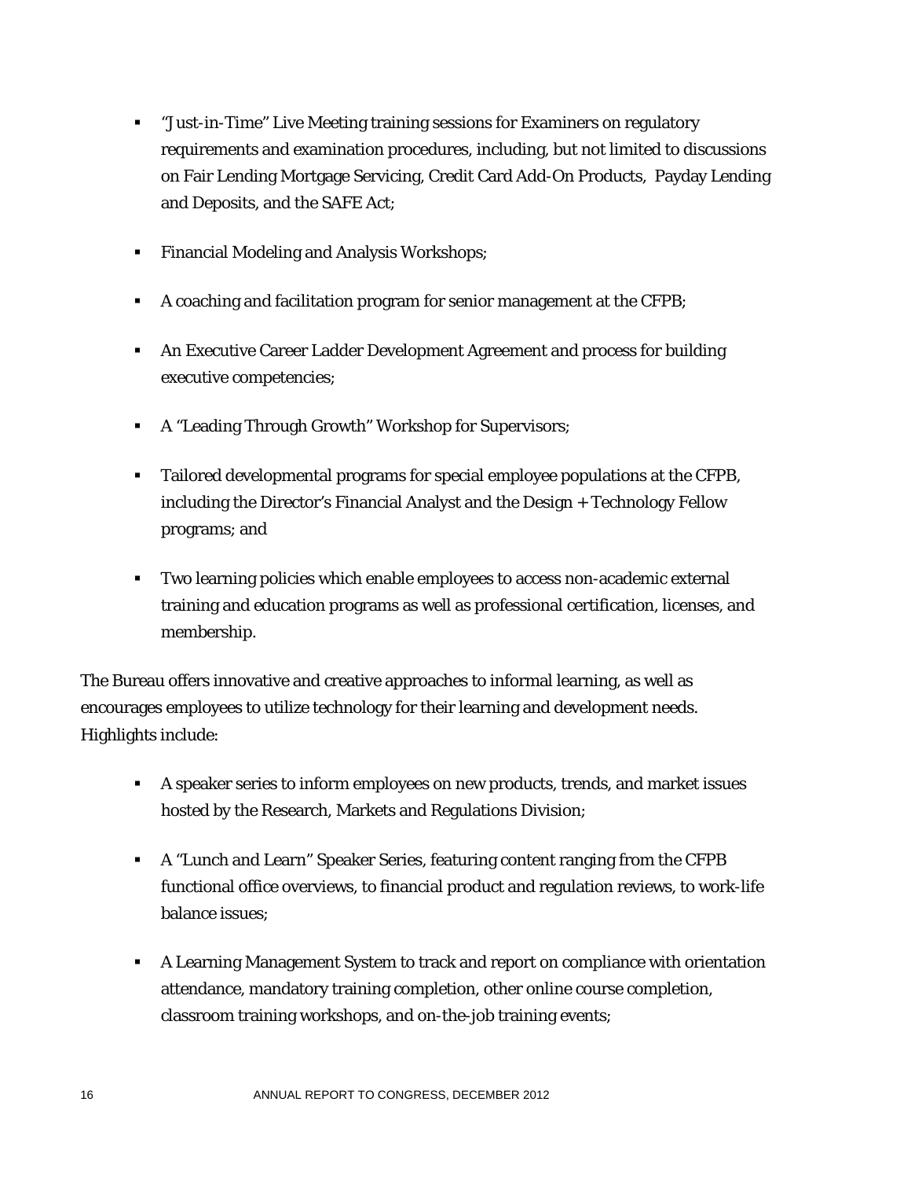- "Just-in-Time" Live Meeting training sessions for Examiners on regulatory requirements and examination procedures, including, but not limited to discussions on Fair Lending Mortgage Servicing, Credit Card Add-On Products, Payday Lending and Deposits, and the SAFE Act;
- Financial Modeling and Analysis Workshops;
- A coaching and facilitation program for senior management at the CFPB;
- An Executive Career Ladder Development Agreement and process for building executive competencies;
- A "Leading Through Growth" Workshop for Supervisors;
- Tailored developmental programs for special employee populations at the CFPB, including the Director's Financial Analyst and the Design + Technology Fellow programs; and
- Two learning policies which enable employees to access non-academic external training and education programs as well as professional certification, licenses, and membership.

The Bureau offers innovative and creative approaches to informal learning, as well as encourages employees to utilize technology for their learning and development needs. Highlights include:

- A speaker series to inform employees on new products, trends, and market issues hosted by the Research, Markets and Regulations Division;
- A "Lunch and Learn" Speaker Series, featuring content ranging from the CFPB functional office overviews, to financial product and regulation reviews, to work-life balance issues;
- A Learning Management System to track and report on compliance with orientation attendance, mandatory training completion, other online course completion, classroom training workshops, and on-the-job training events;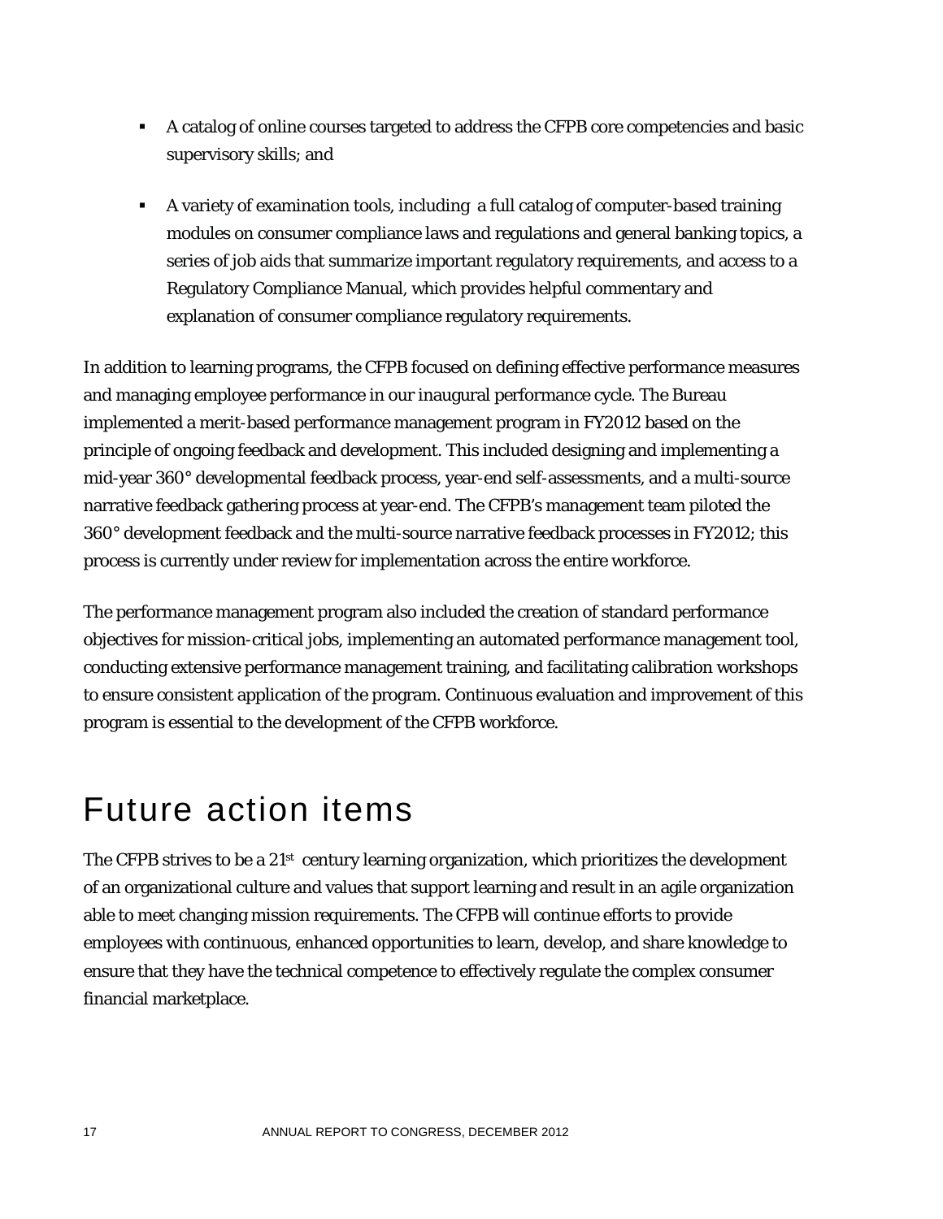- A catalog of online courses targeted to address the CFPB core competencies and basic supervisory skills; and
- A variety of examination tools, including a full catalog of computer-based training modules on consumer compliance laws and regulations and general banking topics, a series of job aids that summarize important regulatory requirements, and access to a Regulatory Compliance Manual, which provides helpful commentary and explanation of consumer compliance regulatory requirements.

In addition to learning programs, the CFPB focused on defining effective performance measures and managing employee performance in our inaugural performance cycle. The Bureau implemented a merit-based performance management program in FY2012 based on the principle of ongoing feedback and development. This included designing and implementing a mid-year 360° developmental feedback process, year-end self-assessments, and a multi-source narrative feedback gathering process at year-end. The CFPB's management team piloted the 360° development feedback and the multi-source narrative feedback processes in FY2012; this process is currently under review for implementation across the entire workforce.

The performance management program also included the creation of standard performance objectives for mission-critical jobs, implementing an automated performance management tool, conducting extensive performance management training, and facilitating calibration workshops to ensure consistent application of the program. Continuous evaluation and improvement of this program is essential to the development of the CFPB workforce.

# Future action items

The CFPB strives to be a 21st century learning organization, which prioritizes the development of an organizational culture and values that support learning and result in an agile organization able to meet changing mission requirements. The CFPB will continue efforts to provide employees with continuous, enhanced opportunities to learn, develop, and share knowledge to ensure that they have the technical competence to effectively regulate the complex consumer financial marketplace.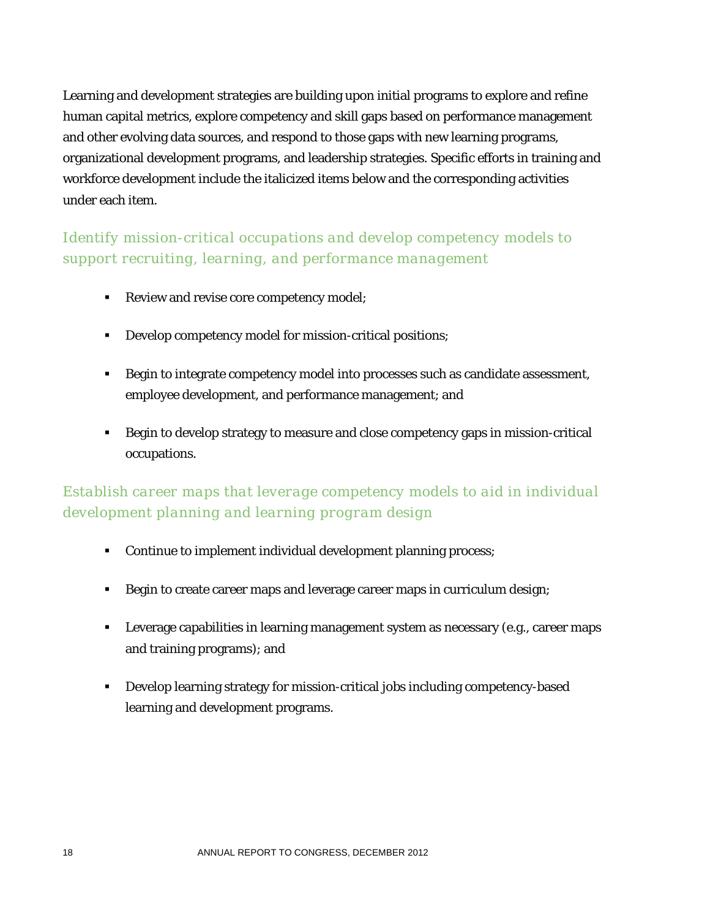Learning and development strategies are building upon initial programs to explore and refine human capital metrics, explore competency and skill gaps based on performance management and other evolving data sources, and respond to those gaps with new learning programs, organizational development programs, and leadership strategies. Specific efforts in training and workforce development include the italicized items below and the corresponding activities under each item.

### *Identify mission-critical occupations and develop competency models to support recruiting, learning, and performance management*

- Review and revise core competency model;
- Develop competency model for mission-critical positions;
- Begin to integrate competency model into processes such as candidate assessment, employee development, and performance management; and
- Begin to develop strategy to measure and close competency gaps in mission-critical occupations.

### *Establish career maps that leverage competency models to aid in individual development planning and learning program design*

- Continue to implement individual development planning process;
- Begin to create career maps and leverage career maps in curriculum design;
- Leverage capabilities in learning management system as necessary (e.g., career maps and training programs); and
- Develop learning strategy for mission-critical jobs including competency-based learning and development programs.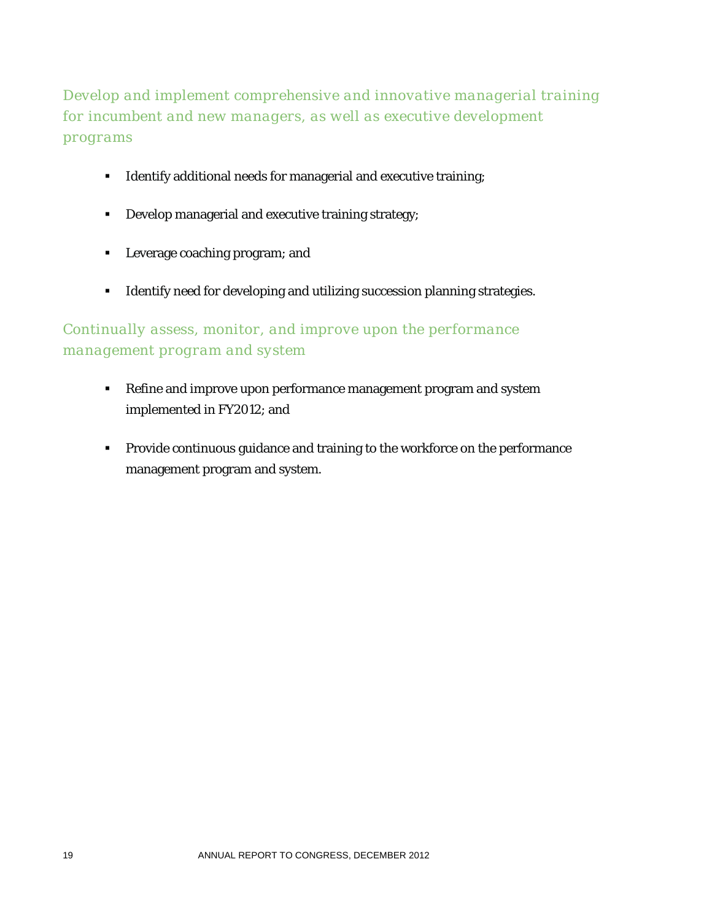### *Develop and implement comprehensive and innovative managerial training for incumbent and new managers, as well as executive development programs*

- Identify additional needs for managerial and executive training;
- Develop managerial and executive training strategy;
- Leverage coaching program; and
- Identify need for developing and utilizing succession planning strategies.

### *Continually assess, monitor, and improve upon the performance management program and system*

- Refine and improve upon performance management program and system implemented in FY2012; and
- Provide continuous guidance and training to the workforce on the performance management program and system.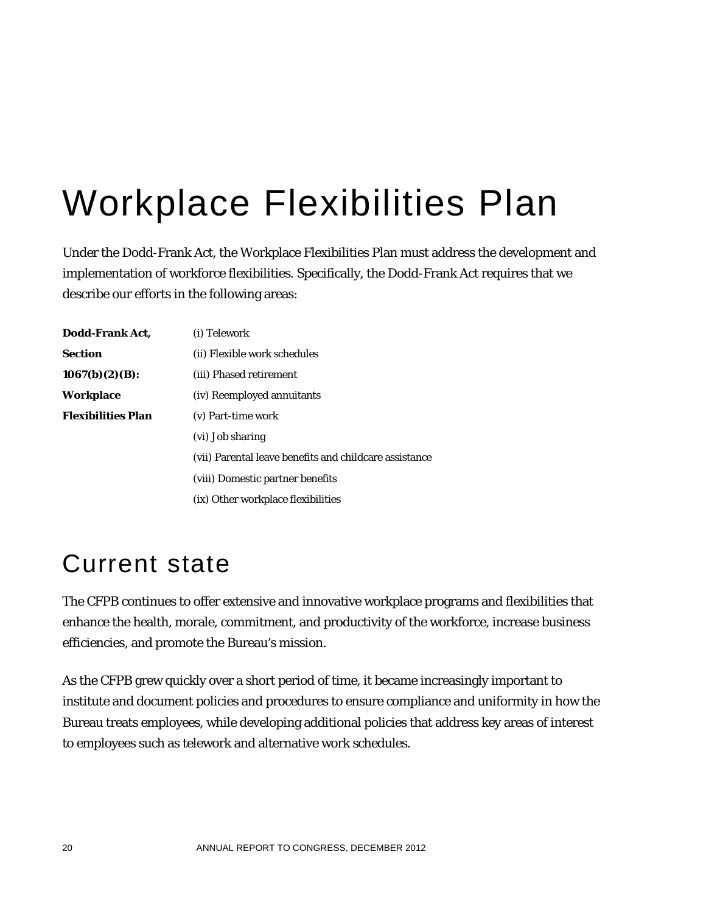# Workplace Flexibilities Plan

Under the Dodd-Frank Act, the Workplace Flexibilities Plan must address the development and implementation of workforce flexibilities. Specifically, the Dodd-Frank Act requires that we describe our efforts in the following areas:

**Dodd-Frank Act, Section 1067(b)(2)(B): Workplace Flexibilities Plan**

(i) Telework
(ii) Flexible work schedules
(iii) Phased retirement
(iv) Reemployed annuitants
(v) Part-time work
(vi) Job sharing
(vii) Parental leave benefits and childcare assistance
(viii) Domestic partner benefits
(ix) Other workplace flexibilities

## Current state

The CFPB continues to offer extensive and innovative workplace programs and flexibilities that enhance the health, morale, commitment, and productivity of the workforce, increase business efficiencies, and promote the Bureau's mission.

As the CFPB grew quickly over a short period of time, it became increasingly important to institute and document policies and procedures to ensure compliance and uniformity in how the Bureau treats employees, while developing additional policies that address key areas of interest to employees such as telework and alternative work schedules.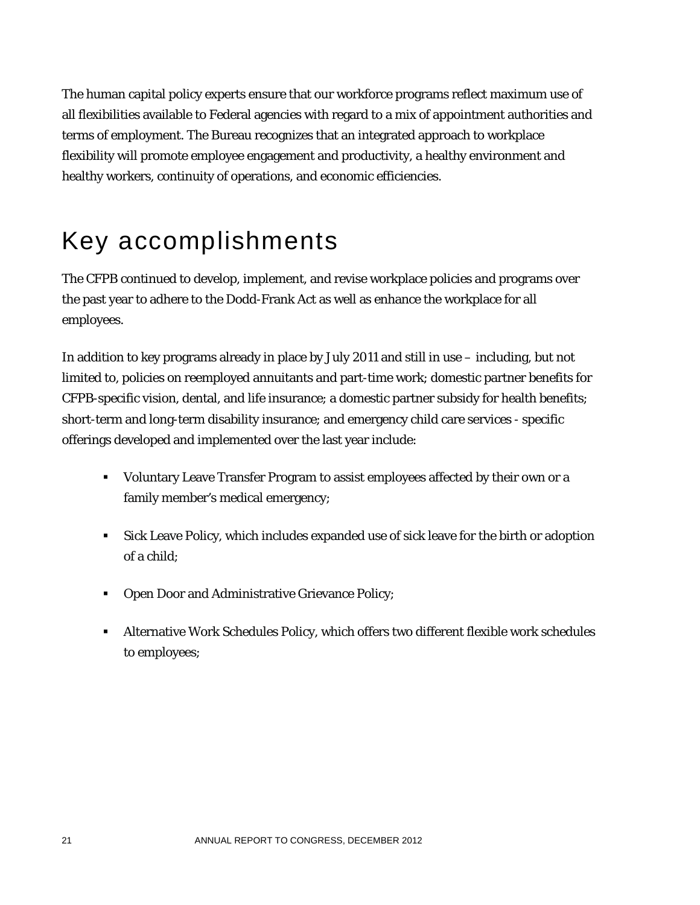The human capital policy experts ensure that our workforce programs reflect maximum use of all flexibilities available to Federal agencies with regard to a mix of appointment authorities and terms of employment. The Bureau recognizes that an integrated approach to workplace flexibility will promote employee engagement and productivity, a healthy environment and healthy workers, continuity of operations, and economic efficiencies.

# Key accomplishments

The CFPB continued to develop, implement, and revise workplace policies and programs over the past year to adhere to the Dodd-Frank Act as well as enhance the workplace for all employees.

In addition to key programs already in place by July 2011 and still in use – including, but not limited to, policies on reemployed annuitants and part-time work; domestic partner benefits for CFPB-specific vision, dental, and life insurance; a domestic partner subsidy for health benefits; short-term and long-term disability insurance; and emergency child care services - specific offerings developed and implemented over the last year include:

- Voluntary Leave Transfer Program to assist employees affected by their own or a family member's medical emergency;
- Sick Leave Policy, which includes expanded use of sick leave for the birth or adoption of a child;
- Open Door and Administrative Grievance Policy;
- Alternative Work Schedules Policy, which offers two different flexible work schedules to employees;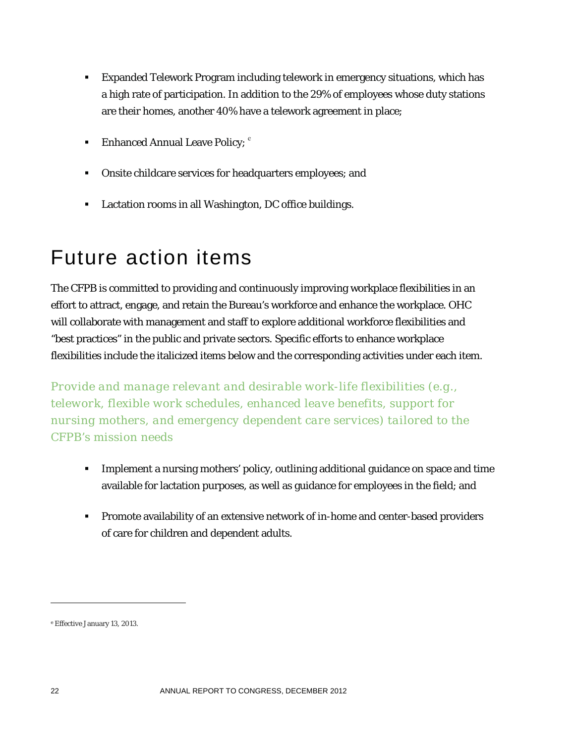- Expanded Telework Program including telework in emergency situations, which has a high rate of participation. In addition to the 29% of employees whose duty stations are their homes, another 40% have a telework agreement in place;
- Enhanced Annual Leave Policy; [e]
- Onsite childcare services for headquarters employees; and
- Lactation rooms in all Washington, DC office buildings.

# Future action items

The CFPB is committed to providing and continuously improving workplace flexibilities in an effort to attract, engage, and retain the Bureau's workforce and enhance the workplace. OHC will collaborate with management and staff to explore additional workforce flexibilities and "best practices" in the public and private sectors. Specific efforts to enhance workplace flexibilities include the italicized items below and the corresponding activities under each item.

### *Provide and manage relevant and desirable work-life flexibilities (e.g., telework, flexible work schedules, enhanced leave benefits, support for nursing mothers, and emergency dependent care services) tailored to the CFPB's mission needs*

- Implement a nursing mothers' policy, outlining additional guidance on space and time available for lactation purposes, as well as guidance for employees in the field; and
- Promote availability of an extensive network of in-home and center-based providers of care for children and dependent adults.

---

[e] Effective January 13, 2013.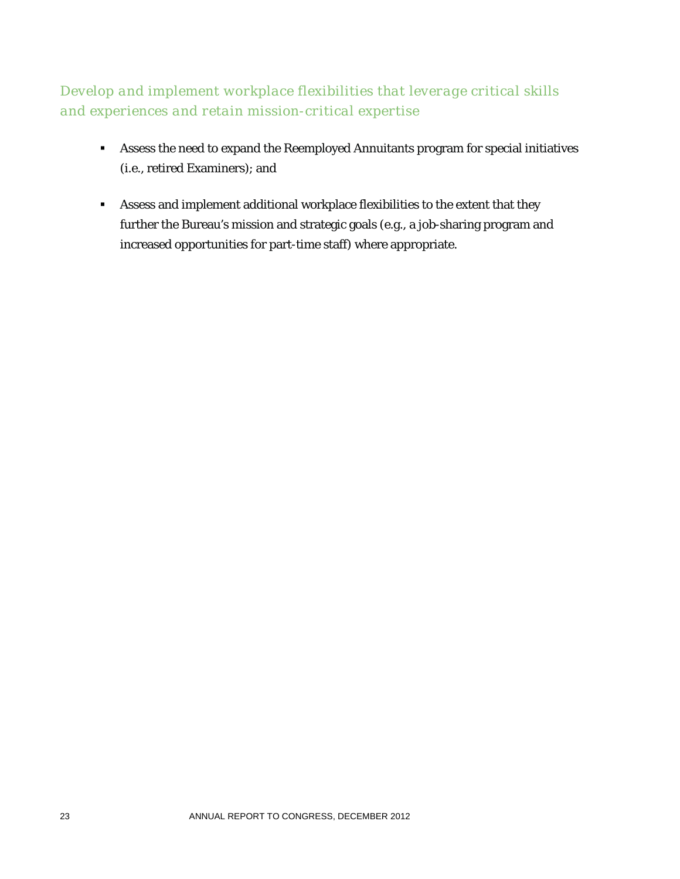### *Develop and implement workplace flexibilities that leverage critical skills and experiences and retain mission-critical expertise*

- Assess the need to expand the Reemployed Annuitants program for special initiatives (i.e., retired Examiners); and
- Assess and implement additional workplace flexibilities to the extent that they further the Bureau's mission and strategic goals (e.g., a job-sharing program and increased opportunities for part-time staff) where appropriate.